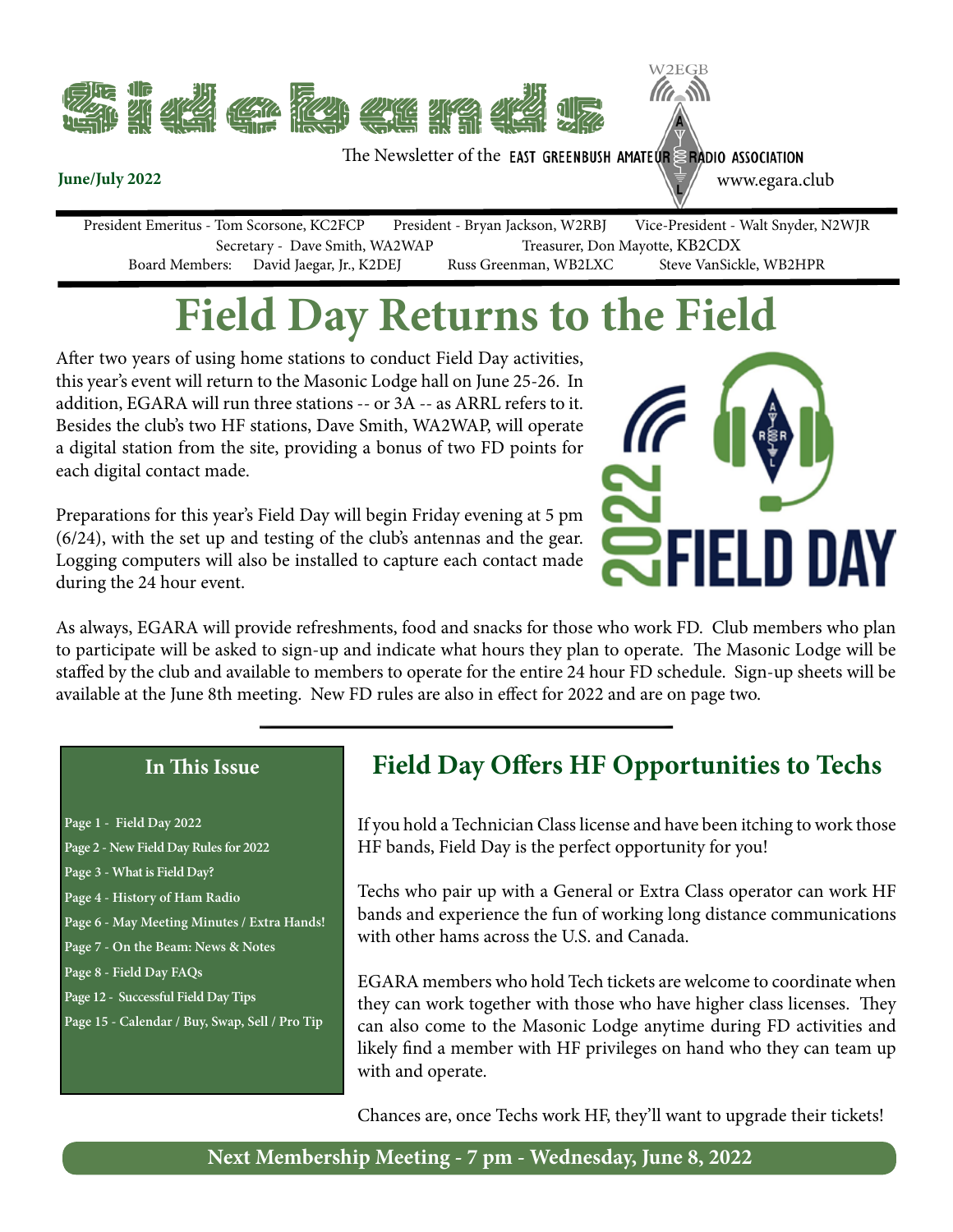# Sidebands

The Newsletter of the EAST GREENBUSH AMATEUR RADIO ASSOCIATION

W2EGB

**June/July 2022**

www.egara.club

President Emeritus - Tom Scorsone, KC2FCP  President - Bryan Jackson, W2RBJ  Vice-President - Walt Snyder, N2WJR
Secretary - Dave Smith, WA2WAP  Treasurer, Don Mayotte, KB2CDX
Board Members: David Jaegar, Jr., K2DEJ  Russ Greenman, WB2LXC  Steve VanSickle, WB2HPR

# Field Day Returns to the Field

After two years of using home stations to conduct Field Day activities, this year's event will return to the Masonic Lodge hall on June 25-26. In addition, EGARA will run three stations -- or 3A -- as ARRL refers to it. Besides the club's two HF stations, Dave Smith, WA2WAP, will operate a digital station from the site, providing a bonus of two FD points for each digital contact made.

Preparations for this year's Field Day will begin Friday evening at 5 pm (6/24), with the set up and testing of the club's antennas and the gear. Logging computers will also be installed to capture each contact made during the 24 hour event.

As always, EGARA will provide refreshments, food and snacks for those who work FD. Club members who plan to participate will be asked to sign-up and indicate what hours they plan to operate. The Masonic Lodge will be staffed by the club and available to members to operate for the entire 24 hour FD schedule. Sign-up sheets will be available at the June 8th meeting. New FD rules are also in effect for 2022 and are on page two.

### In This Issue

- **Page 1 - Field Day 2022**
- **Page 2 - New Field Day Rules for 2022**
- **Page 3 - What is Field Day?**
- **Page 4 - History of Ham Radio**
- **Page 6 - May Meeting Minutes / Extra Hands!**
- **Page 7 - On the Beam: News & Notes**
- **Page 8 - Field Day FAQs**
- **Page 12 - Successful Field Day Tips**
- **Page 15 - Calendar / Buy, Swap, Sell / Pro Tip**

## Field Day Offers HF Opportunities to Techs

If you hold a Technician Class license and have been itching to work those HF bands, Field Day is the perfect opportunity for you!

Techs who pair up with a General or Extra Class operator can work HF bands and experience the fun of working long distance communications with other hams across the U.S. and Canada.

EGARA members who hold Tech tickets are welcome to coordinate when they can work together with those who have higher class licenses. They can also come to the Masonic Lodge anytime during FD activities and likely find a member with HF privileges on hand who they can team up with and operate.

Chances are, once Techs work HF, they'll want to upgrade their tickets!

**Next Membership Meeting - 7 pm - Wednesday, June 8, 2022**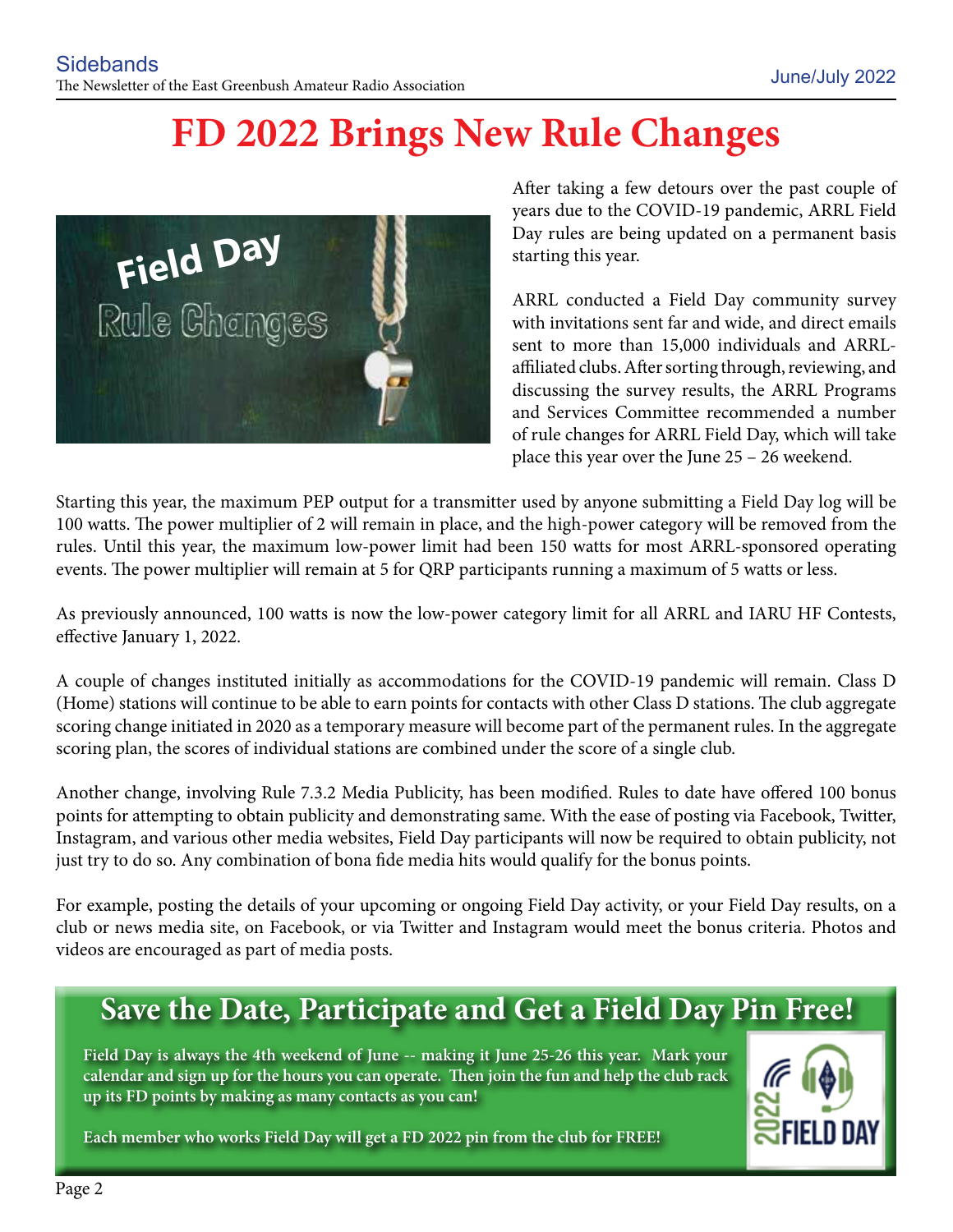# FD 2022 Brings New Rule Changes

After taking a few detours over the past couple of years due to the COVID-19 pandemic, ARRL Field Day rules are being updated on a permanent basis starting this year.

ARRL conducted a Field Day community survey with invitations sent far and wide, and direct emails sent to more than 15,000 individuals and ARRL-affiliated clubs. After sorting through, reviewing, and discussing the survey results, the ARRL Programs and Services Committee recommended a number of rule changes for ARRL Field Day, which will take place this year over the June 25 – 26 weekend.

Starting this year, the maximum PEP output for a transmitter used by anyone submitting a Field Day log will be 100 watts. The power multiplier of 2 will remain in place, and the high-power category will be removed from the rules. Until this year, the maximum low-power limit had been 150 watts for most ARRL-sponsored operating events. The power multiplier will remain at 5 for QRP participants running a maximum of 5 watts or less.

As previously announced, 100 watts is now the low-power category limit for all ARRL and IARU HF Contests, effective January 1, 2022.

A couple of changes instituted initially as accommodations for the COVID-19 pandemic will remain. Class D (Home) stations will continue to be able to earn points for contacts with other Class D stations. The club aggregate scoring change initiated in 2020 as a temporary measure will become part of the permanent rules. In the aggregate scoring plan, the scores of individual stations are combined under the score of a single club.

Another change, involving Rule 7.3.2 Media Publicity, has been modified. Rules to date have offered 100 bonus points for attempting to obtain publicity and demonstrating same. With the ease of posting via Facebook, Twitter, Instagram, and various other media websites, Field Day participants will now be required to obtain publicity, not just try to do so. Any combination of bona fide media hits would qualify for the bonus points.

For example, posting the details of your upcoming or ongoing Field Day activity, or your Field Day results, on a club or news media site, on Facebook, or via Twitter and Instagram would meet the bonus criteria. Photos and videos are encouraged as part of media posts.

## Save the Date, Participate and Get a Field Day Pin Free!

**Field Day is always the 4th weekend of June -- making it June 25-26 this year. Mark your calendar and sign up for the hours you can operate. Then join the fun and help the club rack up its FD points by making as many contacts as you can!**

**Each member who works Field Day will get a FD 2022 pin from the club for FREE!**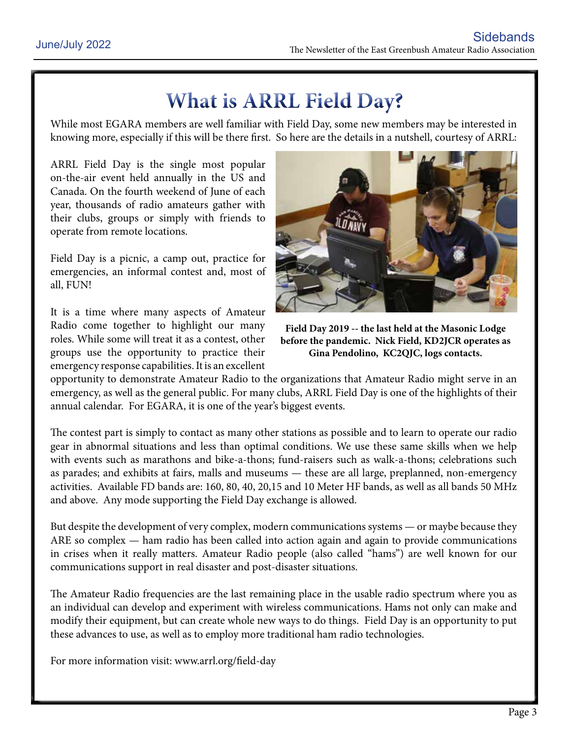# What is ARRL Field Day?

While most EGARA members are well familiar with Field Day, some new members may be interested in knowing more, especially if this will be there first. So here are the details in a nutshell, courtesy of ARRL:

ARRL Field Day is the single most popular on-the-air event held annually in the US and Canada. On the fourth weekend of June of each year, thousands of radio amateurs gather with their clubs, groups or simply with friends to operate from remote locations.

Field Day is a picnic, a camp out, practice for emergencies, an informal contest and, most of all, FUN!

It is a time where many aspects of Amateur Radio come together to highlight our many roles. While some will treat it as a contest, other groups use the opportunity to practice their emergency response capabilities. It is an excellent opportunity to demonstrate Amateur Radio to the organizations that Amateur Radio might serve in an emergency, as well as the general public. For many clubs, ARRL Field Day is one of the highlights of their annual calendar. For EGARA, it is one of the year's biggest events.

**Field Day 2019 -- the last held at the Masonic Lodge before the pandemic. Nick Field, KD2JCR operates as Gina Pendolino, KC2QJC, logs contacts.**

The contest part is simply to contact as many other stations as possible and to learn to operate our radio gear in abnormal situations and less than optimal conditions. We use these same skills when we help with events such as marathons and bike-a-thons; fund-raisers such as walk-a-thons; celebrations such as parades; and exhibits at fairs, malls and museums — these are all large, preplanned, non-emergency activities. Available FD bands are: 160, 80, 40, 20,15 and 10 Meter HF bands, as well as all bands 50 MHz and above. Any mode supporting the Field Day exchange is allowed.

But despite the development of very complex, modern communications systems — or maybe because they ARE so complex — ham radio has been called into action again and again to provide communications in crises when it really matters. Amateur Radio people (also called "hams") are well known for our communications support in real disaster and post-disaster situations.

The Amateur Radio frequencies are the last remaining place in the usable radio spectrum where you as an individual can develop and experiment with wireless communications. Hams not only can make and modify their equipment, but can create whole new ways to do things. Field Day is an opportunity to put these advances to use, as well as to employ more traditional ham radio technologies.

For more information visit: www.arrl.org/field-day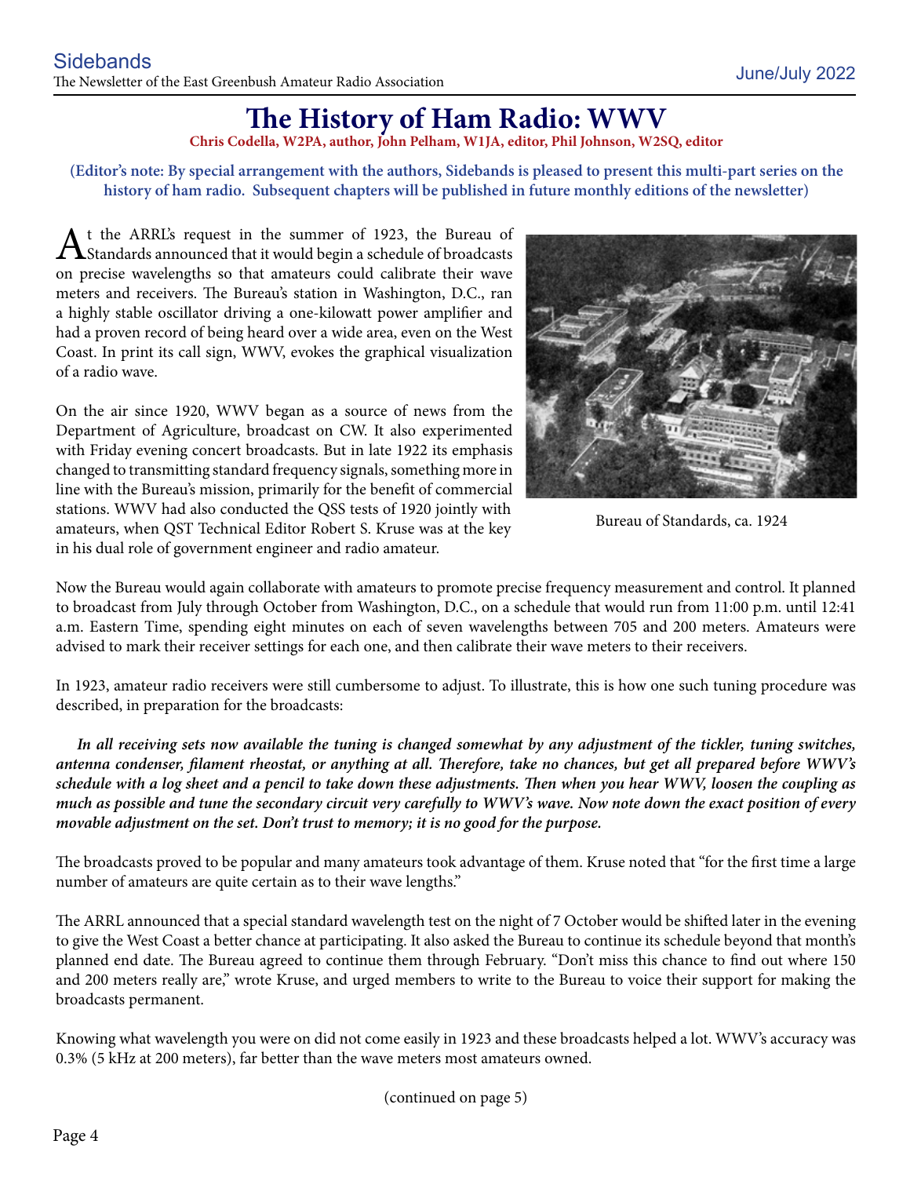# The History of Ham Radio: WWV

**Chris Codella, W2PA, author, John Pelham, W1JA, editor, Phil Johnson, W2SQ, editor**

**(Editor's note: By special arrangement with the authors, Sidebands is pleased to present this multi-part series on the history of ham radio. Subsequent chapters will be published in future monthly editions of the newsletter)**

At the ARRL's request in the summer of 1923, the Bureau of Standards announced that it would begin a schedule of broadcasts on precise wavelengths so that amateurs could calibrate their wave meters and receivers. The Bureau's station in Washington, D.C., ran a highly stable oscillator driving a one-kilowatt power amplifier and had a proven record of being heard over a wide area, even on the West Coast. In print its call sign, WWV, evokes the graphical visualization of a radio wave.

On the air since 1920, WWV began as a source of news from the Department of Agriculture, broadcast on CW. It also experimented with Friday evening concert broadcasts. But in late 1922 its emphasis changed to transmitting standard frequency signals, something more in line with the Bureau's mission, primarily for the benefit of commercial stations. WWV had also conducted the QSS tests of 1920 jointly with amateurs, when QST Technical Editor Robert S. Kruse was at the key in his dual role of government engineer and radio amateur.

Bureau of Standards, ca. 1924

Now the Bureau would again collaborate with amateurs to promote precise frequency measurement and control. It planned to broadcast from July through October from Washington, D.C., on a schedule that would run from 11:00 p.m. until 12:41 a.m. Eastern Time, spending eight minutes on each of seven wavelengths between 705 and 200 meters. Amateurs were advised to mark their receiver settings for each one, and then calibrate their wave meters to their receivers.

In 1923, amateur radio receivers were still cumbersome to adjust. To illustrate, this is how one such tuning procedure was described, in preparation for the broadcasts:

> ***In all receiving sets now available the tuning is changed somewhat by any adjustment of the tickler, tuning switches, antenna condenser, filament rheostat, or anything at all. Therefore, take no chances, but get all prepared before WWV's schedule with a log sheet and a pencil to take down these adjustments. Then when you hear WWV, loosen the coupling as much as possible and tune the secondary circuit very carefully to WWV's wave. Now note down the exact position of every movable adjustment on the set. Don't trust to memory; it is no good for the purpose.***

The broadcasts proved to be popular and many amateurs took advantage of them. Kruse noted that "for the first time a large number of amateurs are quite certain as to their wave lengths."

The ARRL announced that a special standard wavelength test on the night of 7 October would be shifted later in the evening to give the West Coast a better chance at participating. It also asked the Bureau to continue its schedule beyond that month's planned end date. The Bureau agreed to continue them through February. "Don't miss this chance to find out where 150 and 200 meters really are," wrote Kruse, and urged members to write to the Bureau to voice their support for making the broadcasts permanent.

Knowing what wavelength you were on did not come easily in 1923 and these broadcasts helped a lot. WWV's accuracy was 0.3% (5 kHz at 200 meters), far better than the wave meters most amateurs owned.

(continued on page 5)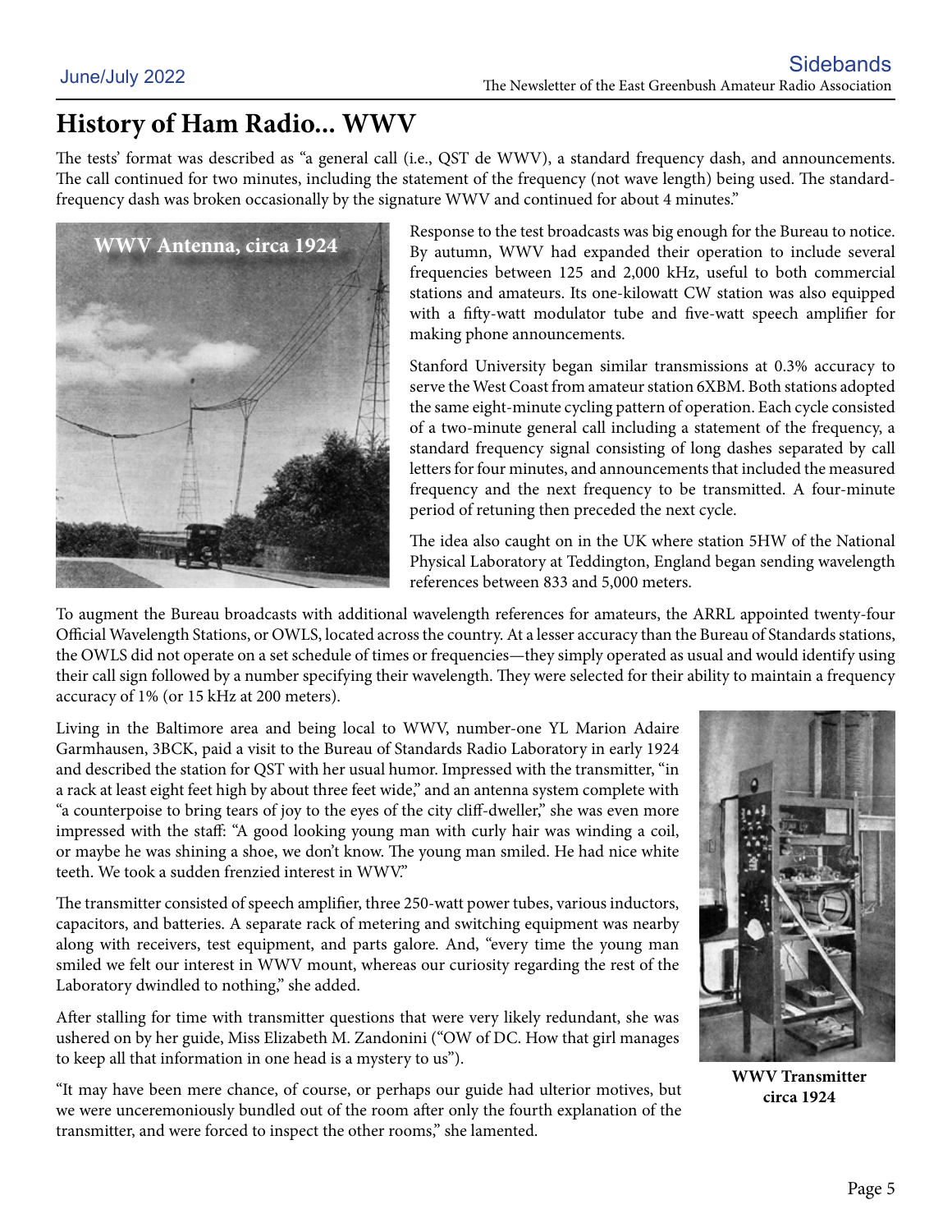# History of Ham Radio... WWV

The tests' format was described as "a general call (i.e., QST de WWV), a standard frequency dash, and announcements. The call continued for two minutes, including the statement of the frequency (not wave length) being used. The standard-frequency dash was broken occasionally by the signature WWV and continued for about 4 minutes."

WWV Antenna, circa 1924

Response to the test broadcasts was big enough for the Bureau to notice. By autumn, WWV had expanded their operation to include several frequencies between 125 and 2,000 kHz, useful to both commercial stations and amateurs. Its one-kilowatt CW station was also equipped with a fifty-watt modulator tube and five-watt speech amplifier for making phone announcements.

Stanford University began similar transmissions at 0.3% accuracy to serve the West Coast from amateur station 6XBM. Both stations adopted the same eight-minute cycling pattern of operation. Each cycle consisted of a two-minute general call including a statement of the frequency, a standard frequency signal consisting of long dashes separated by call letters for four minutes, and announcements that included the measured frequency and the next frequency to be transmitted. A four-minute period of retuning then preceded the next cycle.

The idea also caught on in the UK where station 5HW of the National Physical Laboratory at Teddington, England began sending wavelength references between 833 and 5,000 meters.

To augment the Bureau broadcasts with additional wavelength references for amateurs, the ARRL appointed twenty-four Official Wavelength Stations, or OWLS, located across the country. At a lesser accuracy than the Bureau of Standards stations, the OWLS did not operate on a set schedule of times or frequencies—they simply operated as usual and would identify using their call sign followed by a number specifying their wavelength. They were selected for their ability to maintain a frequency accuracy of 1% (or 15 kHz at 200 meters).

Living in the Baltimore area and being local to WWV, number-one YL Marion Adaire Garmhausen, 3BCK, paid a visit to the Bureau of Standards Radio Laboratory in early 1924 and described the station for QST with her usual humor. Impressed with the transmitter, "in a rack at least eight feet high by about three feet wide," and an antenna system complete with "a counterpoise to bring tears of joy to the eyes of the city cliff-dweller," she was even more impressed with the staff: "A good looking young man with curly hair was winding a coil, or maybe he was shining a shoe, we don't know. The young man smiled. He had nice white teeth. We took a sudden frenzied interest in WWV."

The transmitter consisted of speech amplifier, three 250-watt power tubes, various inductors, capacitors, and batteries. A separate rack of metering and switching equipment was nearby along with receivers, test equipment, and parts galore. And, "every time the young man smiled we felt our interest in WWV mount, whereas our curiosity regarding the rest of the Laboratory dwindled to nothing," she added.

After stalling for time with transmitter questions that were very likely redundant, she was ushered on by her guide, Miss Elizabeth M. Zandonini ("OW of DC. How that girl manages to keep all that information in one head is a mystery to us").

"It may have been mere chance, of course, or perhaps our guide had ulterior motives, but we were unceremoniously bundled out of the room after only the fourth explanation of the transmitter, and were forced to inspect the other rooms," she lamented.

**WWV Transmitter circa 1924**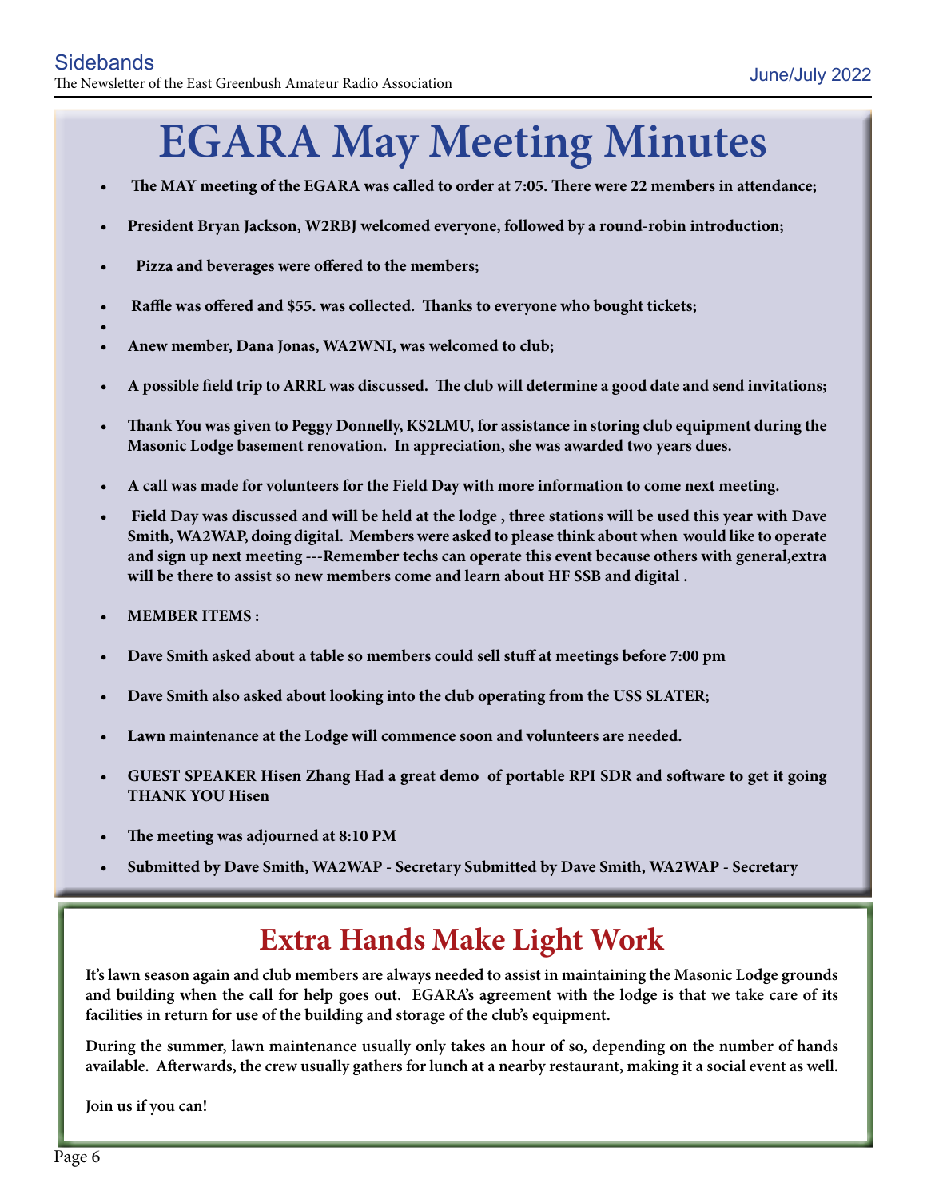# EGARA May Meeting Minutes

- **The MAY meeting of the EGARA was called to order at 7:05. There were 22 members in attendance;**
- **President Bryan Jackson, W2RBJ welcomed everyone, followed by a round-robin introduction;**
- **Pizza and beverages were offered to the members;**
- **Raffle was offered and $55. was collected. Thanks to everyone who bought tickets;**
-
- **Anew member, Dana Jonas, WA2WNI, was welcomed to club;**
- **A possible field trip to ARRL was discussed. The club will determine a good date and send invitations;**
- **Thank You was given to Peggy Donnelly, KS2LMU, for assistance in storing club equipment during the Masonic Lodge basement renovation. In appreciation, she was awarded two years dues.**
- **A call was made for volunteers for the Field Day with more information to come next meeting.**
- **Field Day was discussed and will be held at the lodge , three stations will be used this year with Dave Smith, WA2WAP, doing digital. Members were asked to please think about when would like to operate and sign up next meeting ---Remember techs can operate this event because others with general,extra will be there to assist so new members come and learn about HF SSB and digital .**
- **MEMBER ITEMS :**
- **Dave Smith asked about a table so members could sell stuff at meetings before 7:00 pm**
- **Dave Smith also asked about looking into the club operating from the USS SLATER;**
- **Lawn maintenance at the Lodge will commence soon and volunteers are needed.**
- **GUEST SPEAKER Hisen Zhang Had a great demo of portable RPI SDR and software to get it going THANK YOU Hisen**
- **The meeting was adjourned at 8:10 PM**
- **Submitted by Dave Smith, WA2WAP - Secretary Submitted by Dave Smith, WA2WAP - Secretary**

## Extra Hands Make Light Work

**It's lawn season again and club members are always needed to assist in maintaining the Masonic Lodge grounds and building when the call for help goes out. EGARA's agreement with the lodge is that we take care of its facilities in return for use of the building and storage of the club's equipment.**

**During the summer, lawn maintenance usually only takes an hour of so, depending on the number of hands available. Afterwards, the crew usually gathers for lunch at a nearby restaurant, making it a social event as well.**

**Join us if you can!**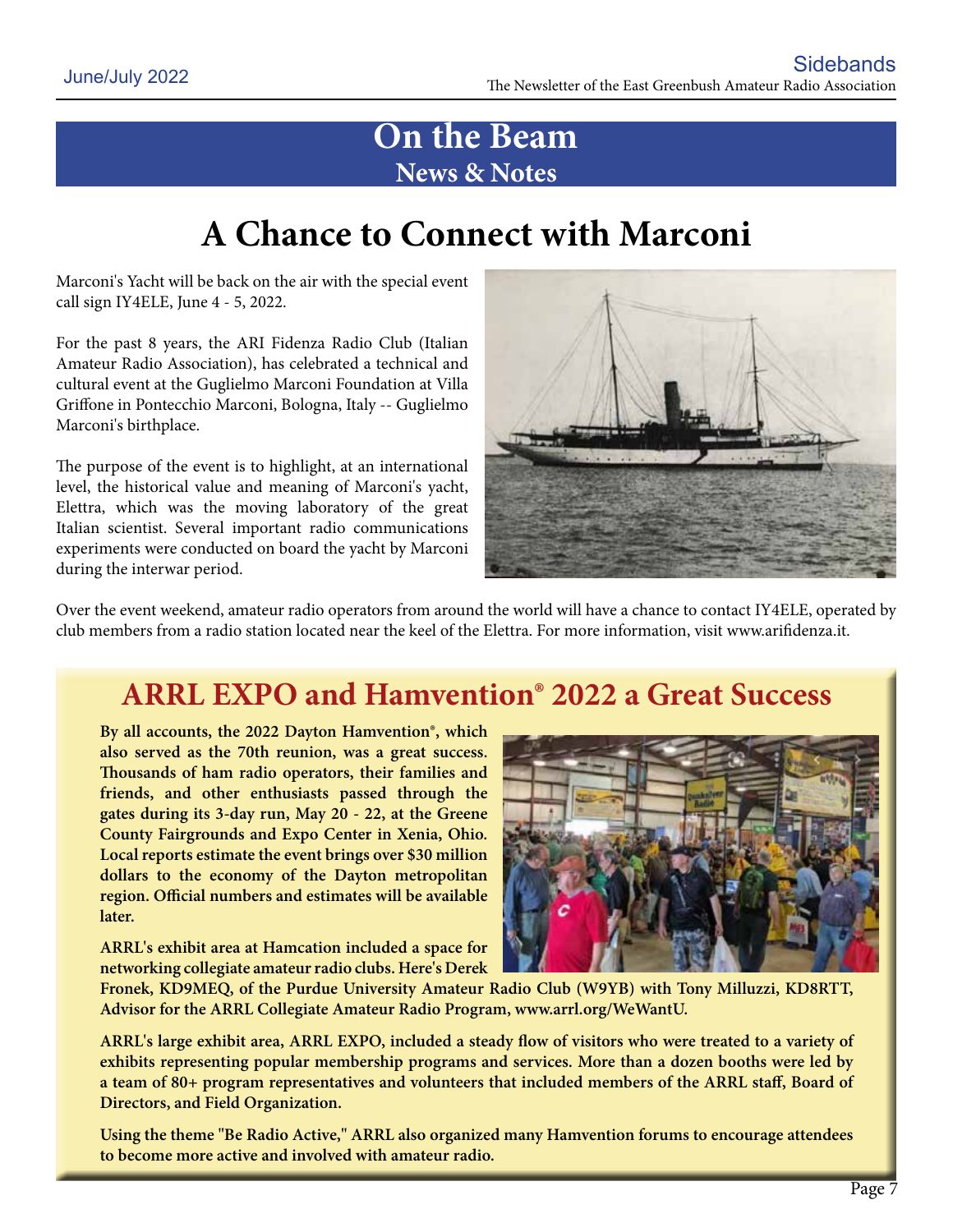# On the Beam
## News & Notes

# A Chance to Connect with Marconi

Marconi's Yacht will be back on the air with the special event call sign IY4ELE, June 4 - 5, 2022.

For the past 8 years, the ARI Fidenza Radio Club (Italian Amateur Radio Association), has celebrated a technical and cultural event at the Guglielmo Marconi Foundation at Villa Griffone in Pontecchio Marconi, Bologna, Italy -- Guglielmo Marconi's birthplace.

The purpose of the event is to highlight, at an international level, the historical value and meaning of Marconi's yacht, Elettra, which was the moving laboratory of the great Italian scientist. Several important radio communications experiments were conducted on board the yacht by Marconi during the interwar period.

Over the event weekend, amateur radio operators from around the world will have a chance to contact IY4ELE, operated by club members from a radio station located near the keel of the Elettra. For more information, visit www.arifidenza.it.

# ARRL EXPO and Hamvention® 2022 a Great Success

**By all accounts, the 2022 Dayton Hamvention®, which also served as the 70th reunion, was a great success. Thousands of ham radio operators, their families and friends, and other enthusiasts passed through the gates during its 3-day run, May 20 - 22, at the Greene County Fairgrounds and Expo Center in Xenia, Ohio. Local reports estimate the event brings over $30 million dollars to the economy of the Dayton metropolitan region. Official numbers and estimates will be available later.**

**ARRL's exhibit area at Hamcation included a space for networking collegiate amateur radio clubs. Here's Derek Fronek, KD9MEQ, of the Purdue University Amateur Radio Club (W9YB) with Tony Milluzzi, KD8RTT, Advisor for the ARRL Collegiate Amateur Radio Program, www.arrl.org/WeWantU.**

**ARRL's large exhibit area, ARRL EXPO, included a steady flow of visitors who were treated to a variety of exhibits representing popular membership programs and services. More than a dozen booths were led by a team of 80+ program representatives and volunteers that included members of the ARRL staff, Board of Directors, and Field Organization.**

**Using the theme "Be Radio Active," ARRL also organized many Hamvention forums to encourage attendees to become more active and involved with amateur radio.**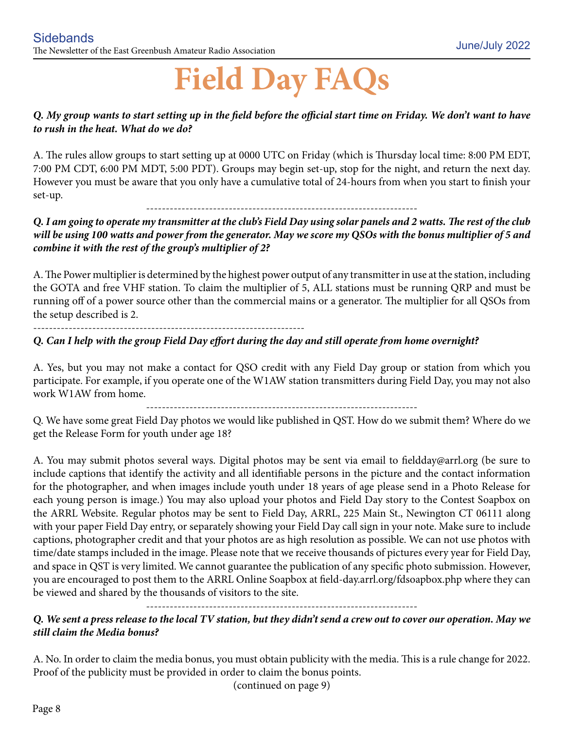# Field Day FAQs

***Q. My group wants to start setting up in the field before the official start time on Friday. We don't want to have to rush in the heat. What do we do?***

A. The rules allow groups to start setting up at 0000 UTC on Friday (which is Thursday local time: 8:00 PM EDT, 7:00 PM CDT, 6:00 PM MDT, 5:00 PDT). Groups may begin set-up, stop for the night, and return the next day. However you must be aware that you only have a cumulative total of 24-hours from when you start to finish your set-up.

---

***Q. I am going to operate my transmitter at the club's Field Day using solar panels and 2 watts. The rest of the club will be using 100 watts and power from the generator. May we score my QSOs with the bonus multiplier of 5 and combine it with the rest of the group's multiplier of 2?***

A. The Power multiplier is determined by the highest power output of any transmitter in use at the station, including the GOTA and free VHF station. To claim the multiplier of 5, ALL stations must be running QRP and must be running off of a power source other than the commercial mains or a generator. The multiplier for all QSOs from the setup described is 2.

---

***Q. Can I help with the group Field Day effort during the day and still operate from home overnight?***

A. Yes, but you may not make a contact for QSO credit with any Field Day group or station from which you participate. For example, if you operate one of the W1AW station transmitters during Field Day, you may not also work W1AW from home.

---

Q. We have some great Field Day photos we would like published in QST. How do we submit them? Where do we get the Release Form for youth under age 18?

A. You may submit photos several ways. Digital photos may be sent via email to fieldday@arrl.org (be sure to include captions that identify the activity and all identifiable persons in the picture and the contact information for the photographer, and when images include youth under 18 years of age please send in a Photo Release for each young person is image.) You may also upload your photos and Field Day story to the Contest Soapbox on the ARRL Website. Regular photos may be sent to Field Day, ARRL, 225 Main St., Newington CT 06111 along with your paper Field Day entry, or separately showing your Field Day call sign in your note. Make sure to include captions, photographer credit and that your photos are as high resolution as possible. We can not use photos with time/date stamps included in the image. Please note that we receive thousands of pictures every year for Field Day, and space in QST is very limited. We cannot guarantee the publication of any specific photo submission. However, you are encouraged to post them to the ARRL Online Soapbox at field-day.arrl.org/fdsoapbox.php where they can be viewed and shared by the thousands of visitors to the site.

---

***Q. We sent a press release to the local TV station, but they didn't send a crew out to cover our operation. May we still claim the Media bonus?***

A. No. In order to claim the media bonus, you must obtain publicity with the media. This is a rule change for 2022. Proof of the publicity must be provided in order to claim the bonus points.

(continued on page 9)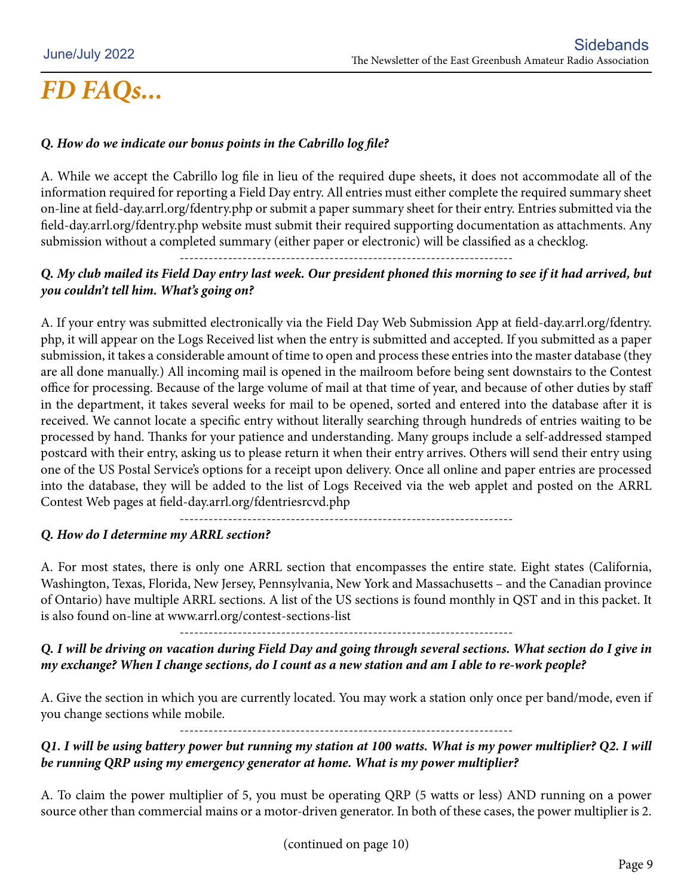# *FD FAQs...*

***Q. How do we indicate our bonus points in the Cabrillo log file?***

A. While we accept the Cabrillo log file in lieu of the required dupe sheets, it does not accommodate all of the information required for reporting a Field Day entry. All entries must either complete the required summary sheet on-line at field-day.arrl.org/fdentry.php or submit a paper summary sheet for their entry. Entries submitted via the field-day.arrl.org/fdentry.php website must submit their required supporting documentation as attachments. Any submission without a completed summary (either paper or electronic) will be classified as a checklog.

---

***Q. My club mailed its Field Day entry last week. Our president phoned this morning to see if it had arrived, but you couldn't tell him. What's going on?***

A. If your entry was submitted electronically via the Field Day Web Submission App at field-day.arrl.org/fdentry.php, it will appear on the Logs Received list when the entry is submitted and accepted. If you submitted as a paper submission, it takes a considerable amount of time to open and process these entries into the master database (they are all done manually.) All incoming mail is opened in the mailroom before being sent downstairs to the Contest office for processing. Because of the large volume of mail at that time of year, and because of other duties by staff in the department, it takes several weeks for mail to be opened, sorted and entered into the database after it is received. We cannot locate a specific entry without literally searching through hundreds of entries waiting to be processed by hand. Thanks for your patience and understanding. Many groups include a self-addressed stamped postcard with their entry, asking us to please return it when their entry arrives. Others will send their entry using one of the US Postal Service's options for a receipt upon delivery. Once all online and paper entries are processed into the database, they will be added to the list of Logs Received via the web applet and posted on the ARRL Contest Web pages at field-day.arrl.org/fdentriesrcvd.php

---

***Q. How do I determine my ARRL section?***

A. For most states, there is only one ARRL section that encompasses the entire state. Eight states (California, Washington, Texas, Florida, New Jersey, Pennsylvania, New York and Massachusetts – and the Canadian province of Ontario) have multiple ARRL sections. A list of the US sections is found monthly in QST and in this packet. It is also found on-line at www.arrl.org/contest-sections-list

---

***Q. I will be driving on vacation during Field Day and going through several sections. What section do I give in my exchange? When I change sections, do I count as a new station and am I able to re-work people?***

A. Give the section in which you are currently located. You may work a station only once per band/mode, even if you change sections while mobile.

---

***Q1. I will be using battery power but running my station at 100 watts. What is my power multiplier? Q2. I will be running QRP using my emergency generator at home. What is my power multiplier?***

A. To claim the power multiplier of 5, you must be operating QRP (5 watts or less) AND running on a power source other than commercial mains or a motor-driven generator. In both of these cases, the power multiplier is 2.

(continued on page 10)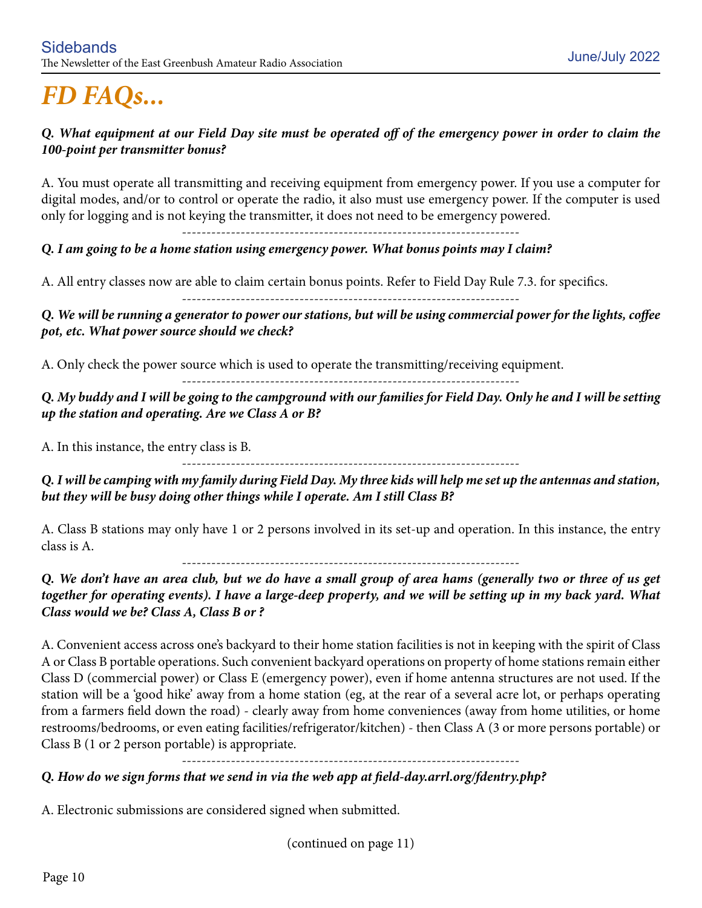# *FD FAQs...*

***Q. What equipment at our Field Day site must be operated off of the emergency power in order to claim the 100-point per transmitter bonus?***

A. You must operate all transmitting and receiving equipment from emergency power. If you use a computer for digital modes, and/or to control or operate the radio, it also must use emergency power. If the computer is used only for logging and is not keying the transmitter, it does not need to be emergency powered.

--------------------------------------------------------------------

***Q. I am going to be a home station using emergency power. What bonus points may I claim?***

A. All entry classes now are able to claim certain bonus points. Refer to Field Day Rule 7.3. for specifics.

--------------------------------------------------------------------

***Q. We will be running a generator to power our stations, but will be using commercial power for the lights, coffee pot, etc. What power source should we check?***

A. Only check the power source which is used to operate the transmitting/receiving equipment.

--------------------------------------------------------------------

***Q. My buddy and I will be going to the campground with our families for Field Day. Only he and I will be setting up the station and operating. Are we Class A or B?***

A. In this instance, the entry class is B.

--------------------------------------------------------------------

***Q. I will be camping with my family during Field Day. My three kids will help me set up the antennas and station, but they will be busy doing other things while I operate. Am I still Class B?***

A. Class B stations may only have 1 or 2 persons involved in its set-up and operation. In this instance, the entry class is A.

--------------------------------------------------------------------

***Q. We don't have an area club, but we do have a small group of area hams (generally two or three of us get together for operating events). I have a large-deep property, and we will be setting up in my back yard. What Class would we be? Class A, Class B or ?***

A. Convenient access across one's backyard to their home station facilities is not in keeping with the spirit of Class A or Class B portable operations. Such convenient backyard operations on property of home stations remain either Class D (commercial power) or Class E (emergency power), even if home antenna structures are not used. If the station will be a 'good hike' away from a home station (eg, at the rear of a several acre lot, or perhaps operating from a farmers field down the road) - clearly away from home conveniences (away from home utilities, or home restrooms/bedrooms, or even eating facilities/refrigerator/kitchen) - then Class A (3 or more persons portable) or Class B (1 or 2 person portable) is appropriate.

--------------------------------------------------------------------

***Q. How do we sign forms that we send in via the web app at field-day.arrl.org/fdentry.php?***

A. Electronic submissions are considered signed when submitted.

(continued on page 11)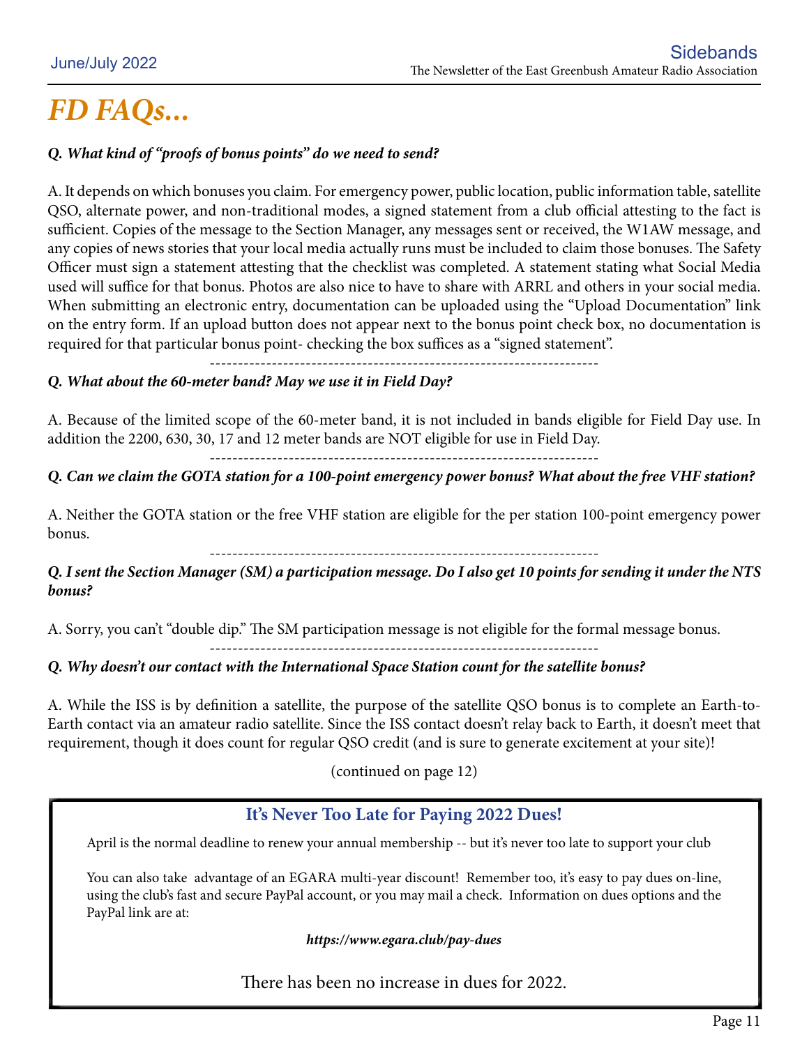# *FD FAQs...*

***Q. What kind of "proofs of bonus points" do we need to send?***

A. It depends on which bonuses you claim. For emergency power, public location, public information table, satellite QSO, alternate power, and non-traditional modes, a signed statement from a club official attesting to the fact is sufficient. Copies of the message to the Section Manager, any messages sent or received, the W1AW message, and any copies of news stories that your local media actually runs must be included to claim those bonuses. The Safety Officer must sign a statement attesting that the checklist was completed. A statement stating what Social Media used will suffice for that bonus. Photos are also nice to have to share with ARRL and others in your social media. When submitting an electronic entry, documentation can be uploaded using the "Upload Documentation" link on the entry form. If an upload button does not appear next to the bonus point check box, no documentation is required for that particular bonus point- checking the box suffices as a "signed statement".

---

***Q. What about the 60-meter band? May we use it in Field Day?***

A. Because of the limited scope of the 60-meter band, it is not included in bands eligible for Field Day use. In addition the 2200, 630, 30, 17 and 12 meter bands are NOT eligible for use in Field Day.

---

***Q. Can we claim the GOTA station for a 100-point emergency power bonus? What about the free VHF station?***

A. Neither the GOTA station or the free VHF station are eligible for the per station 100-point emergency power bonus.

---

***Q. I sent the Section Manager (SM) a participation message. Do I also get 10 points for sending it under the NTS bonus?***

A. Sorry, you can't "double dip." The SM participation message is not eligible for the formal message bonus.

---

***Q. Why doesn't our contact with the International Space Station count for the satellite bonus?***

A. While the ISS is by definition a satellite, the purpose of the satellite QSO bonus is to complete an Earth-to-Earth contact via an amateur radio satellite. Since the ISS contact doesn't relay back to Earth, it doesn't meet that requirement, though it does count for regular QSO credit (and is sure to generate excitement at your site)!

(continued on page 12)

### It's Never Too Late for Paying 2022 Dues!

April is the normal deadline to renew your annual membership -- but it's never too late to support your club

You can also take advantage of an EGARA multi-year discount! Remember too, it's easy to pay dues on-line, using the club's fast and secure PayPal account, or you may mail a check. Information on dues options and the PayPal link are at:

***https://www.egara.club/pay-dues***

There has been no increase in dues for 2022.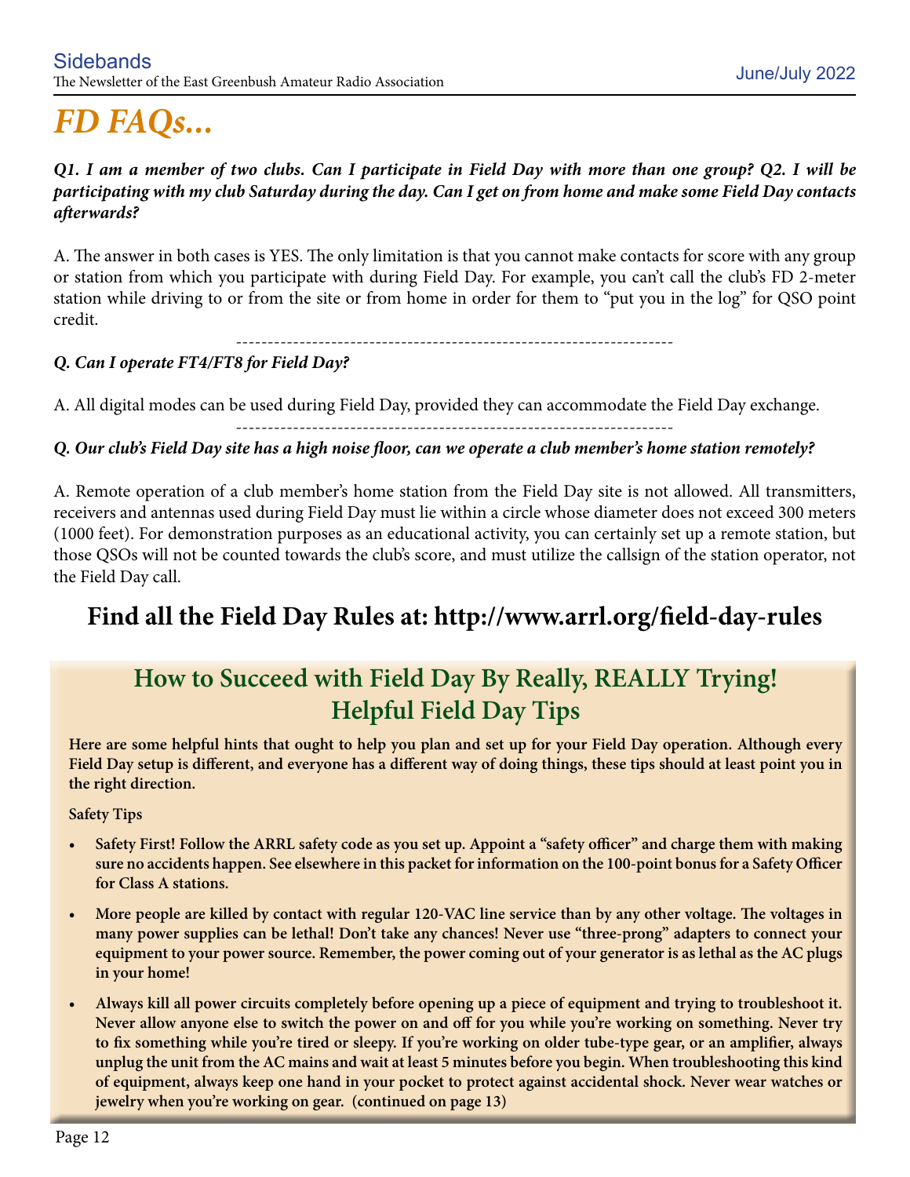# FD FAQs...

***Q1. I am a member of two clubs. Can I participate in Field Day with more than one group? Q2. I will be participating with my club Saturday during the day. Can I get on from home and make some Field Day contacts afterwards?***

A. The answer in both cases is YES. The only limitation is that you cannot make contacts for score with any group or station from which you participate with during Field Day. For example, you can't call the club's FD 2-meter station while driving to or from the site or from home in order for them to "put you in the log" for QSO point credit.

---

***Q. Can I operate FT4/FT8 for Field Day?***

A. All digital modes can be used during Field Day, provided they can accommodate the Field Day exchange.

---

***Q. Our club's Field Day site has a high noise floor, can we operate a club member's home station remotely?***

A. Remote operation of a club member's home station from the Field Day site is not allowed. All transmitters, receivers and antennas used during Field Day must lie within a circle whose diameter does not exceed 300 meters (1000 feet). For demonstration purposes as an educational activity, you can certainly set up a remote station, but those QSOs will not be counted towards the club's score, and must utilize the callsign of the station operator, not the Field Day call.

## Find all the Field Day Rules at: http://www.arrl.org/field-day-rules

## How to Succeed with Field Day By Really, REALLY Trying! Helpful Field Day Tips

**Here are some helpful hints that ought to help you plan and set up for your Field Day operation. Although every Field Day setup is different, and everyone has a different way of doing things, these tips should at least point you in the right direction.**

**Safety Tips**

- **Safety First! Follow the ARRL safety code as you set up. Appoint a "safety officer" and charge them with making sure no accidents happen. See elsewhere in this packet for information on the 100-point bonus for a Safety Officer for Class A stations.**
- **More people are killed by contact with regular 120-VAC line service than by any other voltage. The voltages in many power supplies can be lethal! Don't take any chances! Never use "three-prong" adapters to connect your equipment to your power source. Remember, the power coming out of your generator is as lethal as the AC plugs in your home!**
- **Always kill all power circuits completely before opening up a piece of equipment and trying to troubleshoot it. Never allow anyone else to switch the power on and off for you while you're working on something. Never try to fix something while you're tired or sleepy. If you're working on older tube-type gear, or an amplifier, always unplug the unit from the AC mains and wait at least 5 minutes before you begin. When troubleshooting this kind of equipment, always keep one hand in your pocket to protect against accidental shock. Never wear watches or jewelry when you're working on gear. (continued on page 13)**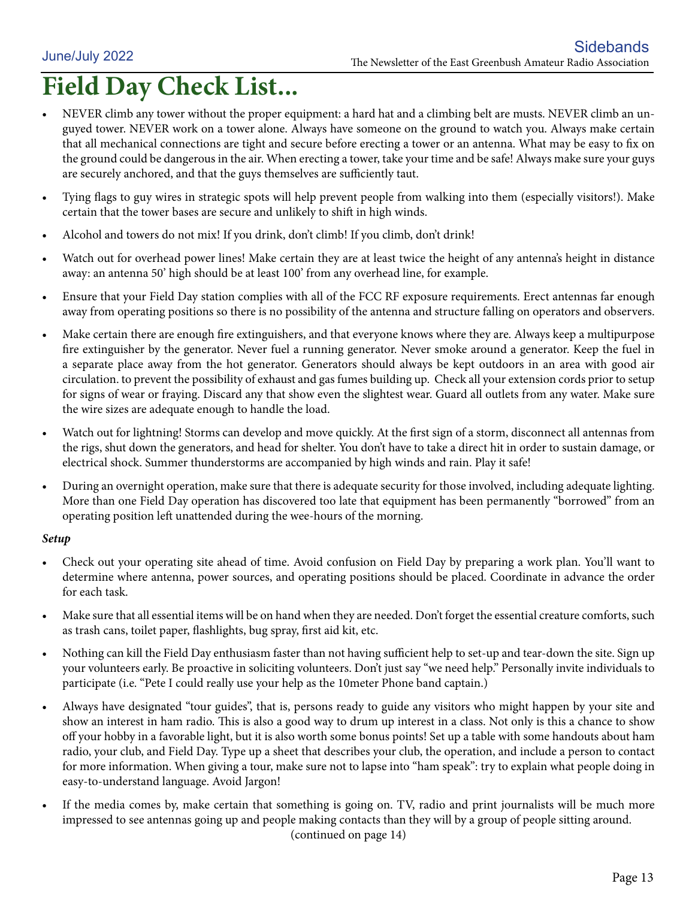# Field Day Check List...

- NEVER climb any tower without the proper equipment: a hard hat and a climbing belt are musts. NEVER climb an un-guyed tower. NEVER work on a tower alone. Always have someone on the ground to watch you. Always make certain that all mechanical connections are tight and secure before erecting a tower or an antenna. What may be easy to fix on the ground could be dangerous in the air. When erecting a tower, take your time and be safe! Always make sure your guys are securely anchored, and that the guys themselves are sufficiently taut.
- Tying flags to guy wires in strategic spots will help prevent people from walking into them (especially visitors!). Make certain that the tower bases are secure and unlikely to shift in high winds.
- Alcohol and towers do not mix! If you drink, don't climb! If you climb, don't drink!
- Watch out for overhead power lines! Make certain they are at least twice the height of any antenna's height in distance away: an antenna 50' high should be at least 100' from any overhead line, for example.
- Ensure that your Field Day station complies with all of the FCC RF exposure requirements. Erect antennas far enough away from operating positions so there is no possibility of the antenna and structure falling on operators and observers.
- Make certain there are enough fire extinguishers, and that everyone knows where they are. Always keep a multipurpose fire extinguisher by the generator. Never fuel a running generator. Never smoke around a generator. Keep the fuel in a separate place away from the hot generator. Generators should always be kept outdoors in an area with good air circulation. to prevent the possibility of exhaust and gas fumes building up. Check all your extension cords prior to setup for signs of wear or fraying. Discard any that show even the slightest wear. Guard all outlets from any water. Make sure the wire sizes are adequate enough to handle the load.
- Watch out for lightning! Storms can develop and move quickly. At the first sign of a storm, disconnect all antennas from the rigs, shut down the generators, and head for shelter. You don't have to take a direct hit in order to sustain damage, or electrical shock. Summer thunderstorms are accompanied by high winds and rain. Play it safe!
- During an overnight operation, make sure that there is adequate security for those involved, including adequate lighting. More than one Field Day operation has discovered too late that equipment has been permanently "borrowed" from an operating position left unattended during the wee-hours of the morning.

***Setup***

- Check out your operating site ahead of time. Avoid confusion on Field Day by preparing a work plan. You'll want to determine where antenna, power sources, and operating positions should be placed. Coordinate in advance the order for each task.
- Make sure that all essential items will be on hand when they are needed. Don't forget the essential creature comforts, such as trash cans, toilet paper, flashlights, bug spray, first aid kit, etc.
- Nothing can kill the Field Day enthusiasm faster than not having sufficient help to set-up and tear-down the site. Sign up your volunteers early. Be proactive in soliciting volunteers. Don't just say "we need help." Personally invite individuals to participate (i.e. "Pete I could really use your help as the 10meter Phone band captain.)
- Always have designated "tour guides", that is, persons ready to guide any visitors who might happen by your site and show an interest in ham radio. This is also a good way to drum up interest in a class. Not only is this a chance to show off your hobby in a favorable light, but it is also worth some bonus points! Set up a table with some handouts about ham radio, your club, and Field Day. Type up a sheet that describes your club, the operation, and include a person to contact for more information. When giving a tour, make sure not to lapse into "ham speak": try to explain what people doing in easy-to-understand language. Avoid Jargon!
- If the media comes by, make certain that something is going on. TV, radio and print journalists will be much more impressed to see antennas going up and people making contacts than they will by a group of people sitting around.

(continued on page 14)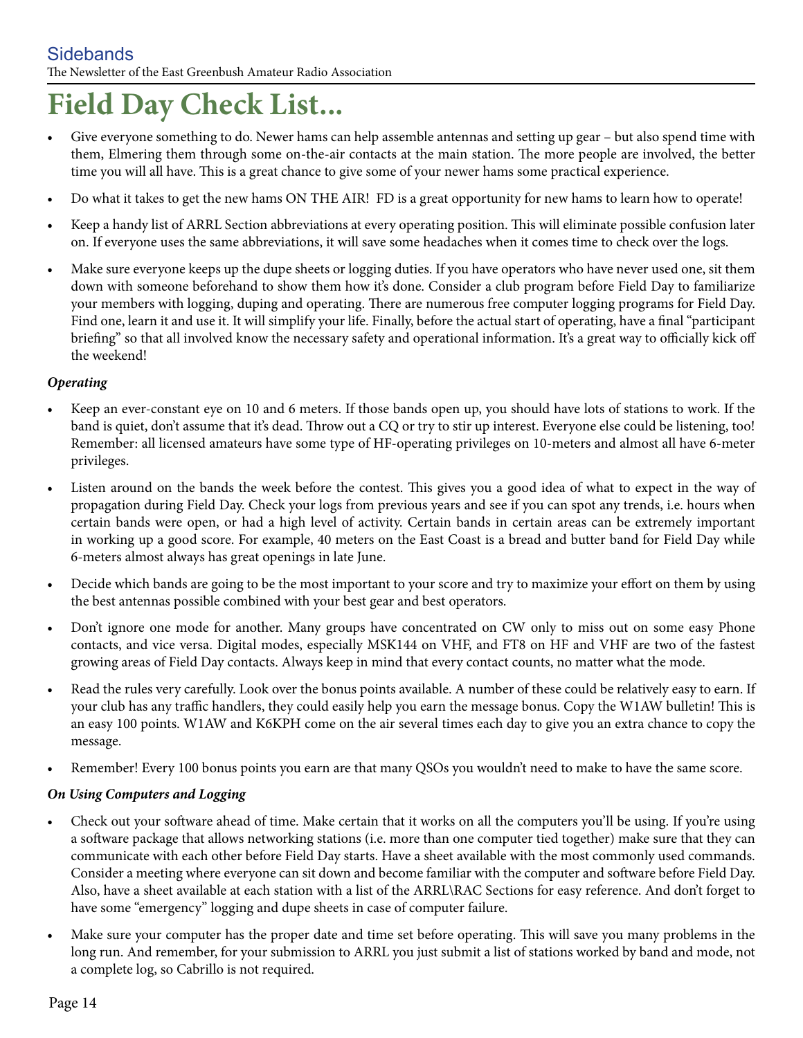# Field Day Check List...

- Give everyone something to do. Newer hams can help assemble antennas and setting up gear – but also spend time with them, Elmering them through some on-the-air contacts at the main station. The more people are involved, the better time you will all have. This is a great chance to give some of your newer hams some practical experience.
- Do what it takes to get the new hams ON THE AIR! FD is a great opportunity for new hams to learn how to operate!
- Keep a handy list of ARRL Section abbreviations at every operating position. This will eliminate possible confusion later on. If everyone uses the same abbreviations, it will save some headaches when it comes time to check over the logs.
- Make sure everyone keeps up the dupe sheets or logging duties. If you have operators who have never used one, sit them down with someone beforehand to show them how it's done. Consider a club program before Field Day to familiarize your members with logging, duping and operating. There are numerous free computer logging programs for Field Day. Find one, learn it and use it. It will simplify your life. Finally, before the actual start of operating, have a final "participant briefing" so that all involved know the necessary safety and operational information. It's a great way to officially kick off the weekend!

***Operating***

- Keep an ever-constant eye on 10 and 6 meters. If those bands open up, you should have lots of stations to work. If the band is quiet, don't assume that it's dead. Throw out a CQ or try to stir up interest. Everyone else could be listening, too! Remember: all licensed amateurs have some type of HF-operating privileges on 10-meters and almost all have 6-meter privileges.
- Listen around on the bands the week before the contest. This gives you a good idea of what to expect in the way of propagation during Field Day. Check your logs from previous years and see if you can spot any trends, i.e. hours when certain bands were open, or had a high level of activity. Certain bands in certain areas can be extremely important in working up a good score. For example, 40 meters on the East Coast is a bread and butter band for Field Day while 6-meters almost always has great openings in late June.
- Decide which bands are going to be the most important to your score and try to maximize your effort on them by using the best antennas possible combined with your best gear and best operators.
- Don't ignore one mode for another. Many groups have concentrated on CW only to miss out on some easy Phone contacts, and vice versa. Digital modes, especially MSK144 on VHF, and FT8 on HF and VHF are two of the fastest growing areas of Field Day contacts. Always keep in mind that every contact counts, no matter what the mode.
- Read the rules very carefully. Look over the bonus points available. A number of these could be relatively easy to earn. If your club has any traffic handlers, they could easily help you earn the message bonus. Copy the W1AW bulletin! This is an easy 100 points. W1AW and K6KPH come on the air several times each day to give you an extra chance to copy the message.
- Remember! Every 100 bonus points you earn are that many QSOs you wouldn't need to make to have the same score.

***On Using Computers and Logging***

- Check out your software ahead of time. Make certain that it works on all the computers you'll be using. If you're using a software package that allows networking stations (i.e. more than one computer tied together) make sure that they can communicate with each other before Field Day starts. Have a sheet available with the most commonly used commands. Consider a meeting where everyone can sit down and become familiar with the computer and software before Field Day. Also, have a sheet available at each station with a list of the ARRL\RAC Sections for easy reference. And don't forget to have some "emergency" logging and dupe sheets in case of computer failure.
- Make sure your computer has the proper date and time set before operating. This will save you many problems in the long run. And remember, for your submission to ARRL you just submit a list of stations worked by band and mode, not a complete log, so Cabrillo is not required.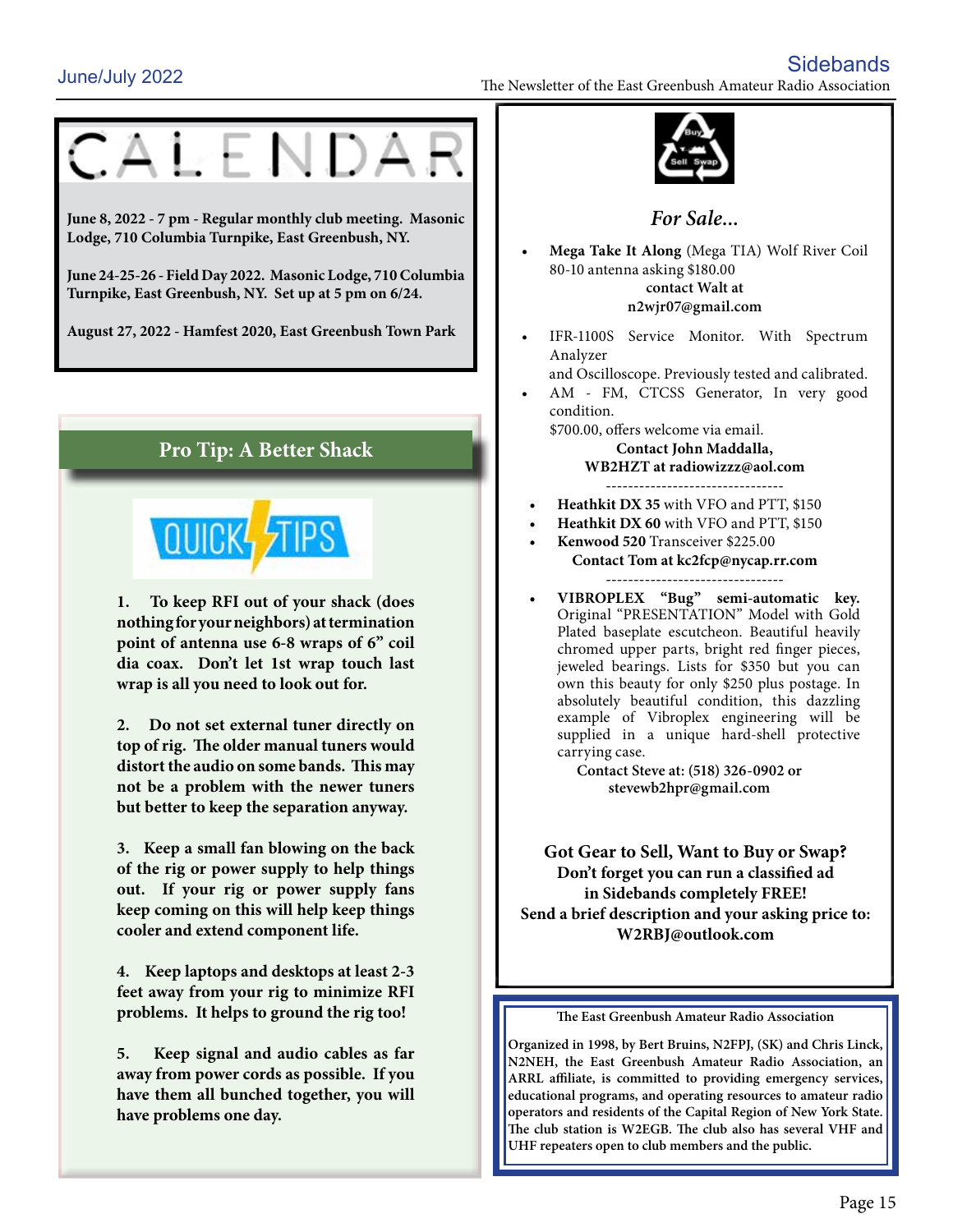# CALENDAR

**June 8, 2022 - 7 pm - Regular monthly club meeting. Masonic Lodge, 710 Columbia Turnpike, East Greenbush, NY.**

**June 24-25-26 - Field Day 2022. Masonic Lodge, 710 Columbia Turnpike, East Greenbush, NY. Set up at 5 pm on 6/24.**

**August 27, 2022 - Hamfest 2020, East Greenbush Town Park**

## Pro Tip: A Better Shack

QUICK TIPS

**1. To keep RFI out of your shack (does nothing for your neighbors) at termination point of antenna use 6-8 wraps of 6" coil dia coax. Don't let 1st wrap touch last wrap is all you need to look out for.**

**2. Do not set external tuner directly on top of rig. The older manual tuners would distort the audio on some bands. This may not be a problem with the newer tuners but better to keep the separation anyway.**

**3. Keep a small fan blowing on the back of the rig or power supply to help things out. If your rig or power supply fans keep coming on this will help keep things cooler and extend component life.**

**4. Keep laptops and desktops at least 2-3 feet away from your rig to minimize RFI problems. It helps to ground the rig too!**

**5. Keep signal and audio cables as far away from power cords as possible. If you have them all bunched together, you will have problems one day.**

## *For Sale...*

- **Mega Take It Along** (Mega TIA) Wolf River Coil 80-10 antenna asking $180.00
  **contact Walt at n2wjr07@gmail.com**

- IFR-1100S Service Monitor. With Spectrum Analyzer
  and Oscilloscope. Previously tested and calibrated.
- AM - FM, CTCSS Generator, In very good condition.
  $700.00, offers welcome via email.
  **Contact John Maddalla, WB2HZT at radiowizzz@aol.com**

--------------------------------

- **Heathkit DX 35** with VFO and PTT, $150
- **Heathkit DX 60** with VFO and PTT, $150
- **Kenwood 520** Transceiver $225.00

**Contact Tom at kc2fcp@nycap.rr.com**

--------------------------------

- **VIBROPLEX "Bug" semi-automatic key.** Original "PRESENTATION" Model with Gold Plated baseplate escutcheon. Beautiful heavily chromed upper parts, bright red finger pieces, jeweled bearings. Lists for $350 but you can own this beauty for only $250 plus postage. In absolutely beautiful condition, this dazzling example of Vibroplex engineering will be supplied in a unique hard-shell protective carrying case.
  **Contact Steve at: (518) 326-0902 or stevewb2hpr@gmail.com**

**Got Gear to Sell, Want to Buy or Swap?**
**Don't forget you can run a classified ad in Sidebands completly FREE!**
**Send a brief description and your asking price to: W2RBJ@outlook.com**

**The East Greenbush Amateur Radio Association**

**Organized in 1998, by Bert Bruins, N2FPJ, (SK) and Chris Linck, N2NEH, the East Greenbush Amateur Radio Association, an ARRL affiliate, is committed to providing emergency services, educational programs, and operating resources to amateur radio operators and residents of the Capital Region of New York State. The club station is W2EGB. The club also has several VHF and UHF repeaters open to club members and the public.**